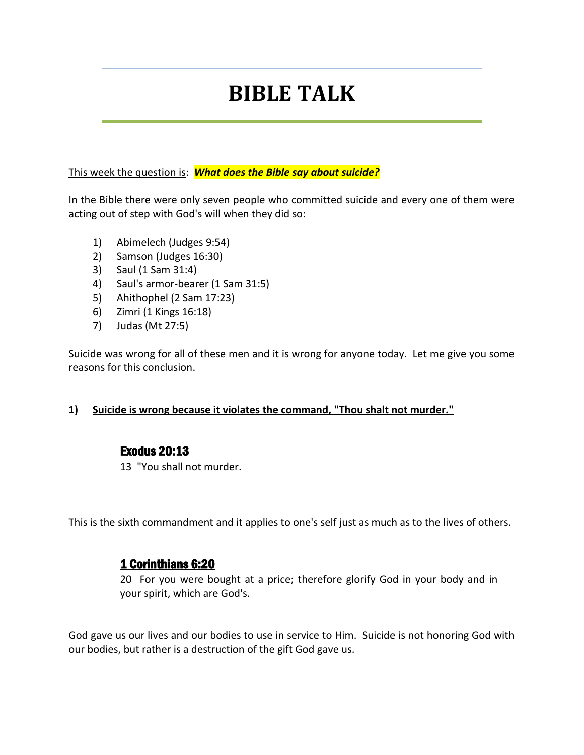# BIBLE TALK

This week the question is: ***What does the Bible say about suicide?***

In the Bible there were only seven people who committed suicide and every one of them were acting out of step with God's will when they did so:

1) Abimelech (Judges 9:54)
2) Samson (Judges 16:30)
3) Saul (1 Sam 31:4)
4) Saul's armor-bearer (1 Sam 31:5)
5) Ahithophel (2 Sam 17:23)
6) Zimri (1 Kings 16:18)
7) Judas (Mt 27:5)

Suicide was wrong for all of these men and it is wrong for anyone today. Let me give you some reasons for this conclusion.

**1) Suicide is wrong because it violates the command, "Thou shalt not murder."**

**Exodus 20:13**

13 "You shall not murder.

This is the sixth commandment and it applies to one's self just as much as to the lives of others.

**1 Corinthians 6:20**

20 For you were bought at a price; therefore glorify God in your body and in your spirit, which are God's.

God gave us our lives and our bodies to use in service to Him. Suicide is not honoring God with our bodies, but rather is a destruction of the gift God gave us.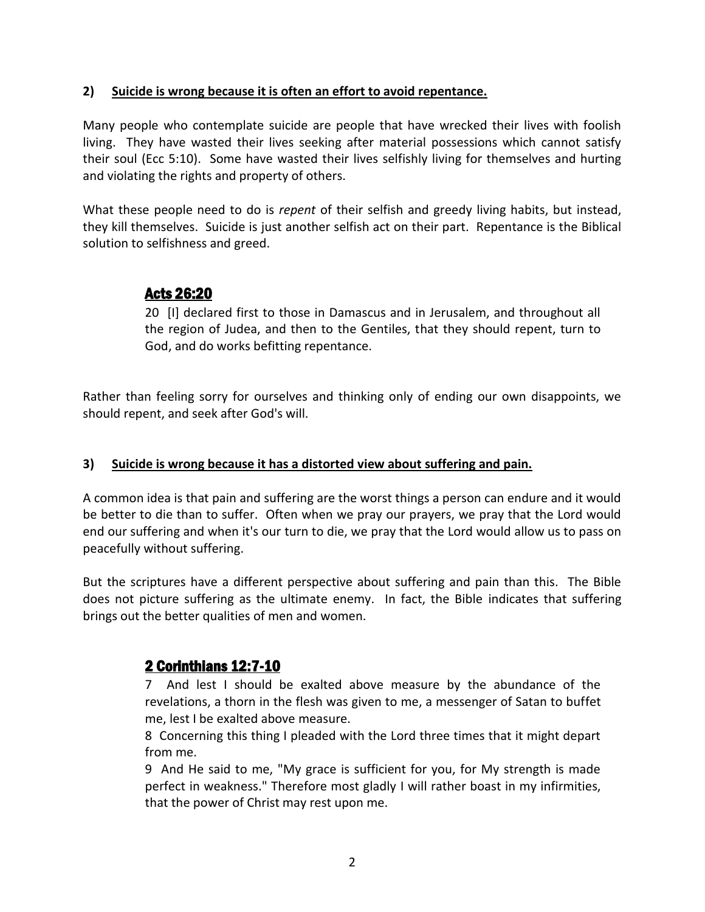**2) Suicide is wrong because it is often an effort to avoid repentance.**

Many people who contemplate suicide are people that have wrecked their lives with foolish living. They have wasted their lives seeking after material possessions which cannot satisfy their soul (Ecc 5:10). Some have wasted their lives selfishly living for themselves and hurting and violating the rights and property of others.

What these people need to do is *repent* of their selfish and greedy living habits, but instead, they kill themselves. Suicide is just another selfish act on their part. Repentance is the Biblical solution to selfishness and greed.

> **Acts 26:20**
>
> 20 [I] declared first to those in Damascus and in Jerusalem, and throughout all the region of Judea, and then to the Gentiles, that they should repent, turn to God, and do works befitting repentance.

Rather than feeling sorry for ourselves and thinking only of ending our own disappoints, we should repent, and seek after God's will.

**3) Suicide is wrong because it has a distorted view about suffering and pain.**

A common idea is that pain and suffering are the worst things a person can endure and it would be better to die than to suffer. Often when we pray our prayers, we pray that the Lord would end our suffering and when it's our turn to die, we pray that the Lord would allow us to pass on peacefully without suffering.

But the scriptures have a different perspective about suffering and pain than this. The Bible does not picture suffering as the ultimate enemy. In fact, the Bible indicates that suffering brings out the better qualities of men and women.

> **2 Corinthians 12:7-10**
>
> 7 And lest I should be exalted above measure by the abundance of the revelations, a thorn in the flesh was given to me, a messenger of Satan to buffet me, lest I be exalted above measure.
>
> 8 Concerning this thing I pleaded with the Lord three times that it might depart from me.
>
> 9 And He said to me, "My grace is sufficient for you, for My strength is made perfect in weakness." Therefore most gladly I will rather boast in my infirmities, that the power of Christ may rest upon me.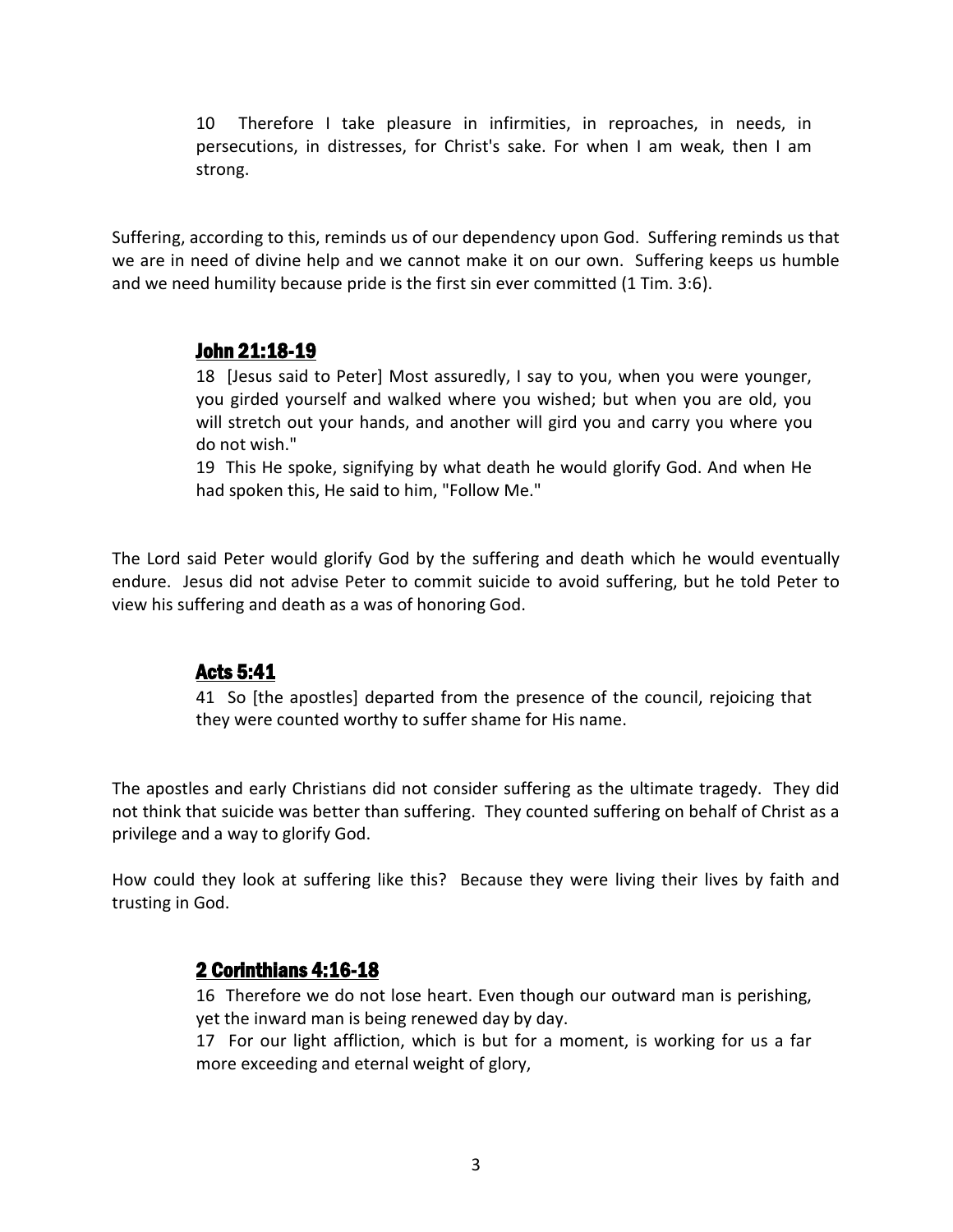10 Therefore I take pleasure in infirmities, in reproaches, in needs, in persecutions, in distresses, for Christ's sake. For when I am weak, then I am strong.

Suffering, according to this, reminds us of our dependency upon God. Suffering reminds us that we are in need of divine help and we cannot make it on our own. Suffering keeps us humble and we need humility because pride is the first sin ever committed (1 Tim. 3:6).

### John 21:18-19

18 [Jesus said to Peter] Most assuredly, I say to you, when you were younger, you girded yourself and walked where you wished; but when you are old, you will stretch out your hands, and another will gird you and carry you where you do not wish."
19 This He spoke, signifying by what death he would glorify God. And when He had spoken this, He said to him, "Follow Me."

The Lord said Peter would glorify God by the suffering and death which he would eventually endure. Jesus did not advise Peter to commit suicide to avoid suffering, but he told Peter to view his suffering and death as a was of honoring God.

### Acts 5:41

41 So [the apostles] departed from the presence of the council, rejoicing that they were counted worthy to suffer shame for His name.

The apostles and early Christians did not consider suffering as the ultimate tragedy. They did not think that suicide was better than suffering. They counted suffering on behalf of Christ as a privilege and a way to glorify God.

How could they look at suffering like this? Because they were living their lives by faith and trusting in God.

### 2 Corinthians 4:16-18

16 Therefore we do not lose heart. Even though our outward man is perishing, yet the inward man is being renewed day by day.
17 For our light affliction, which is but for a moment, is working for us a far more exceeding and eternal weight of glory,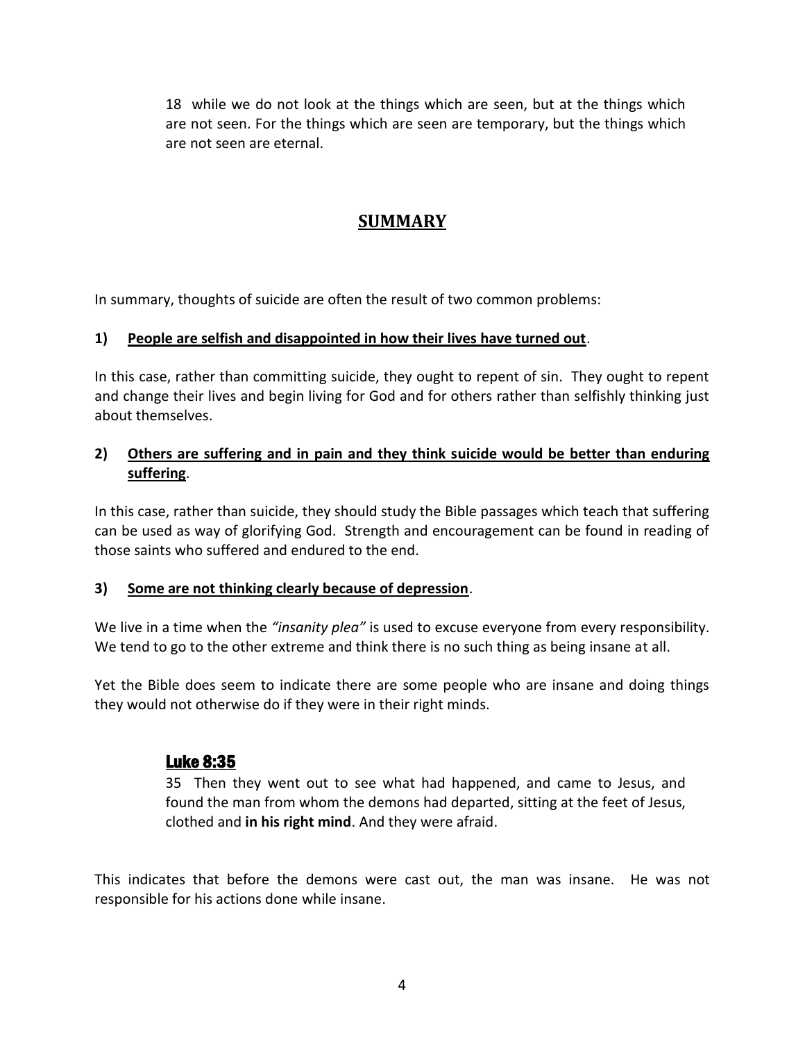18 while we do not look at the things which are seen, but at the things which are not seen. For the things which are seen are temporary, but the things which are not seen are eternal.

## SUMMARY

In summary, thoughts of suicide are often the result of two common problems:

**1) <u>People are selfish and disappointed in how their lives have turned out</u>.**

In this case, rather than committing suicide, they ought to repent of sin. They ought to repent and change their lives and begin living for God and for others rather than selfishly thinking just about themselves.

**2) <u>Others are suffering and in pain and they think suicide would be better than enduring suffering</u>.**

In this case, rather than suicide, they should study the Bible passages which teach that suffering can be used as way of glorifying God. Strength and encouragement can be found in reading of those saints who suffered and endured to the end.

**3) <u>Some are not thinking clearly because of depression</u>.**

We live in a time when the *"insanity plea"* is used to excuse everyone from every responsibility. We tend to go to the other extreme and think there is no such thing as being insane at all.

Yet the Bible does seem to indicate there are some people who are insane and doing things they would not otherwise do if they were in their right minds.

### Luke 8:35

35 Then they went out to see what had happened, and came to Jesus, and found the man from whom the demons had departed, sitting at the feet of Jesus, clothed and **in his right mind**. And they were afraid.

This indicates that before the demons were cast out, the man was insane. He was not responsible for his actions done while insane.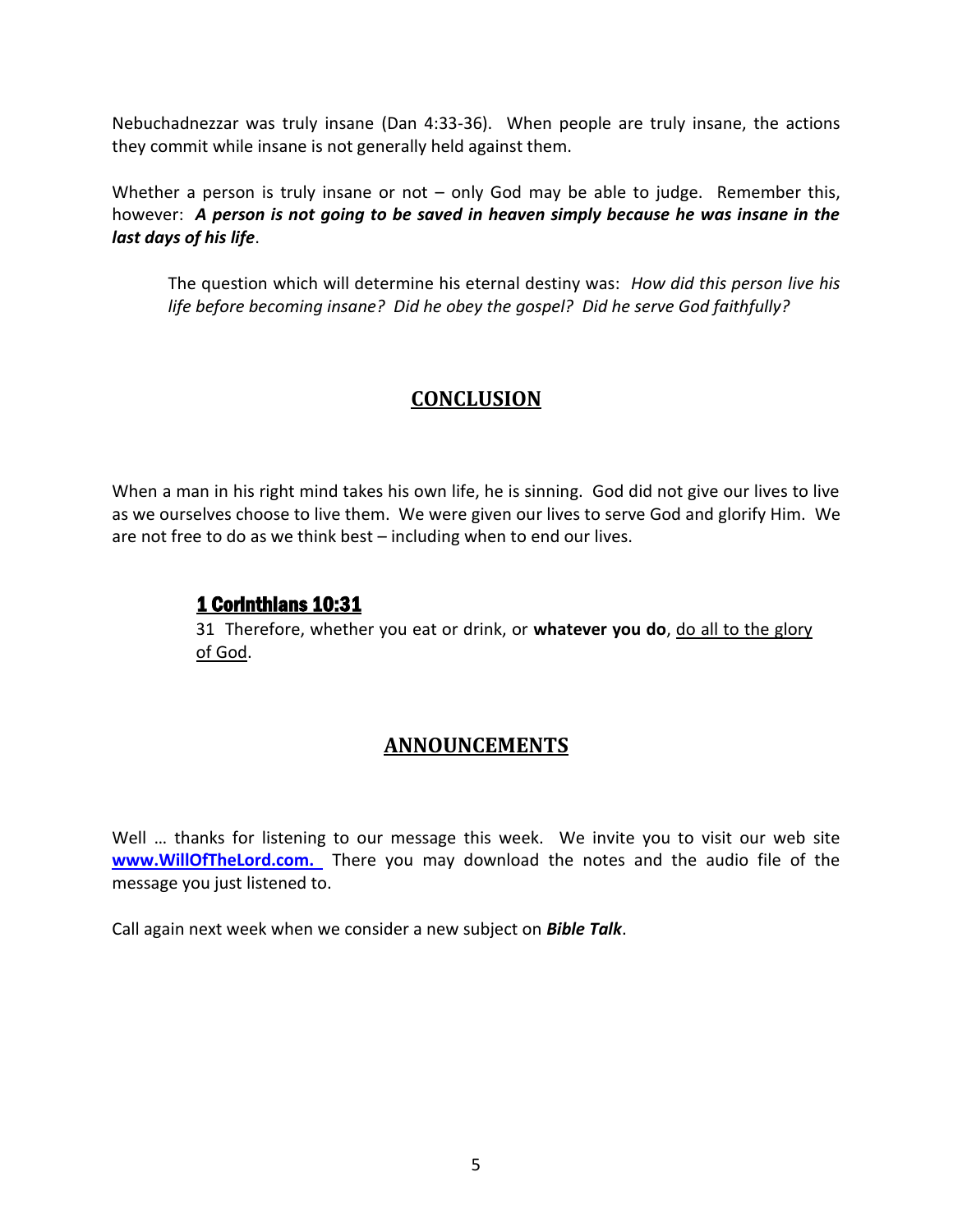Nebuchadnezzar was truly insane (Dan 4:33-36). When people are truly insane, the actions they commit while insane is not generally held against them.

Whether a person is truly insane or not – only God may be able to judge. Remember this, however: ***A person is not going to be saved in heaven simply because he was insane in the last days of his life***.

> The question which will determine his eternal destiny was: *How did this person live his life before becoming insane? Did he obey the gospel? Did he serve God faithfully?*

## CONCLUSION

When a man in his right mind takes his own life, he is sinning. God did not give our lives to live as we ourselves choose to live them. We were given our lives to serve God and glorify Him. We are not free to do as we think best – including when to end our lives.

> **1 Corinthians 10:31**
>
> 31 Therefore, whether you eat or drink, or **whatever you do**, do all to the glory of God.

## ANNOUNCEMENTS

Well … thanks for listening to our message this week. We invite you to visit our web site **www.WillOfTheLord.com.** There you may download the notes and the audio file of the message you just listened to.

Call again next week when we consider a new subject on ***Bible Talk***.